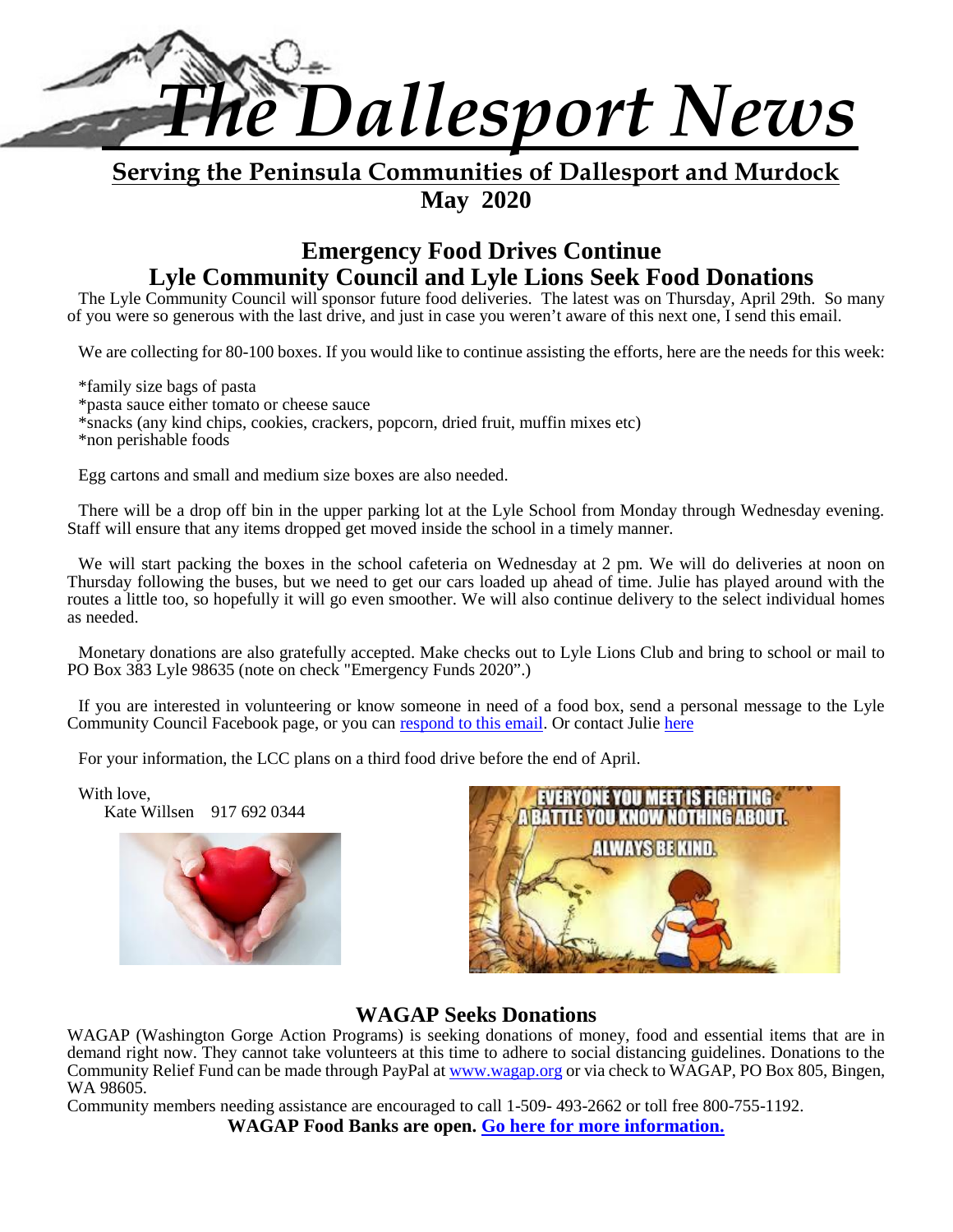# *The Dallesport News*

**Serving the Peninsula Communities of Dallesport and Murdock**

**May 2020**

## Emergency Food Drives Continue
## Lyle Community Council and Lyle Lions Seek Food Donations

The Lyle Community Council will sponsor future food deliveries. The latest was on Thursday, April 29th. So many of you were so generous with the last drive, and just in case you weren't aware of this next one, I send this email.

We are collecting for 80-100 boxes. If you would like to continue assisting the efforts, here are the needs for this week:

*family size bags of pasta
*pasta sauce either tomato or cheese sauce
*snacks (any kind chips, cookies, crackers, popcorn, dried fruit, muffin mixes etc)
*non perishable foods

Egg cartons and small and medium size boxes are also needed.

There will be a drop off bin in the upper parking lot at the Lyle School from Monday through Wednesday evening. Staff will ensure that any items dropped get moved inside the school in a timely manner.

We will start packing the boxes in the school cafeteria on Wednesday at 2 pm. We will do deliveries at noon on Thursday following the buses, but we need to get our cars loaded up ahead of time. Julie has played around with the routes a little too, so hopefully it will go even smoother. We will also continue delivery to the select individual homes as needed.

Monetary donations are also gratefully accepted. Make checks out to Lyle Lions Club and bring to school or mail to PO Box 383 Lyle 98635 (note on check "Emergency Funds 2020".)

If you are interested in volunteering or know someone in need of a food box, send a personal message to the Lyle Community Council Facebook page, or you can respond to this email. Or contact Julie here

For your information, the LCC plans on a third food drive before the end of April.

With love,
Kate Willsen 917 692 0344

## WAGAP Seeks Donations

WAGAP (Washington Gorge Action Programs) is seeking donations of money, food and essential items that are in demand right now. They cannot take volunteers at this time to adhere to social distancing guidelines. Donations to the Community Relief Fund can be made through PayPal at www.wagap.org or via check to WAGAP, PO Box 805, Bingen, WA 98605.

Community members needing assistance are encouraged to call 1-509- 493-2662 or toll free 800-755-1192.

**WAGAP Food Banks are open. Go here for more information.**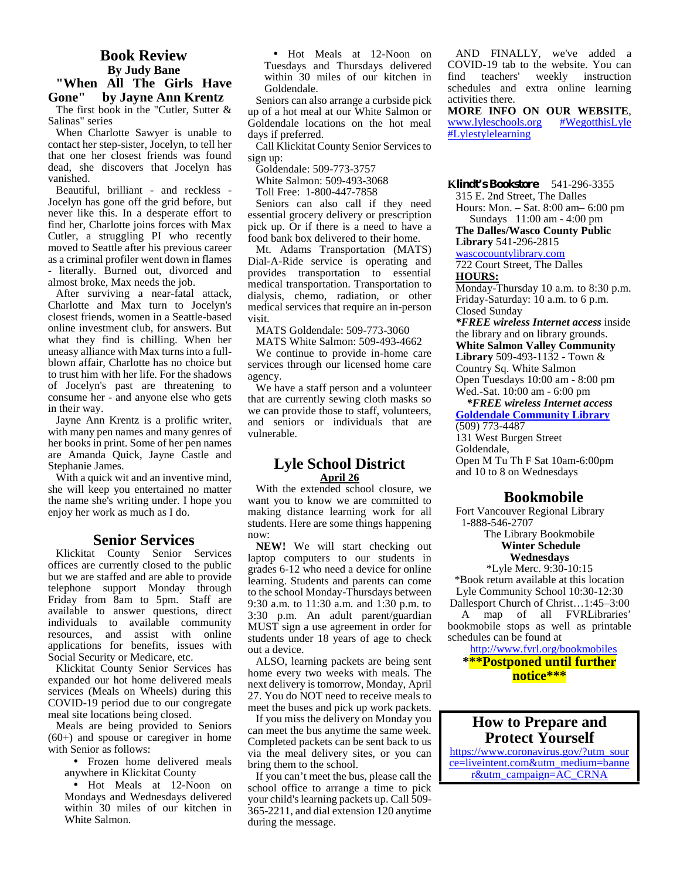## Book Review

**By Judy Bane**

### "When All The Girls Have Gone" by Jayne Ann Krentz

The first book in the "Cutler, Sutter & Salinas" series

When Charlotte Sawyer is unable to contact her step-sister, Jocelyn, to tell her that one her closest friends was found dead, she discovers that Jocelyn has vanished.

Beautiful, brilliant - and reckless - Jocelyn has gone off the grid before, but never like this. In a desperate effort to find her, Charlotte joins forces with Max Cutler, a struggling PI who recently moved to Seattle after his previous career as a criminal profiler went down in flames - literally. Burned out, divorced and almost broke, Max needs the job.

After surviving a near-fatal attack, Charlotte and Max turn to Jocelyn's closest friends, women in a Seattle-based online investment club, for answers. But what they find is chilling. When her uneasy alliance with Max turns into a full-blown affair, Charlotte has no choice but to trust him with her life. For the shadows of Jocelyn's past are threatening to consume her - and anyone else who gets in their way.

Jayne Ann Krentz is a prolific writer, with many pen names and many genres of her books in print. Some of her pen names are Amanda Quick, Jayne Castle and Stephanie James.

With a quick wit and an inventive mind, she will keep you entertained no matter the name she's writing under. I hope you enjoy her work as much as I do.

## Senior Services

Klickitat County Senior Services offices are currently closed to the public but we are staffed and are able to provide telephone support Monday through Friday from 8am to 5pm. Staff are available to answer questions, direct individuals to available community resources, and assist with online applications for benefits, issues with Social Security or Medicare, etc.

Klickitat County Senior Services has expanded our hot home delivered meals services (Meals on Wheels) during this COVID-19 period due to our congregate meal site locations being closed.

Meals are being provided to Seniors (60+) and spouse or caregiver in home with Senior as follows:

- Frozen home delivered meals anywhere in Klickitat County
- Hot Meals at 12-Noon on Mondays and Wednesdays delivered within 30 miles of our kitchen in White Salmon.
- Hot Meals at 12-Noon on Tuesdays and Thursdays delivered within 30 miles of our kitchen in Goldendale.

Seniors can also arrange a curbside pick up of a hot meal at our White Salmon or Goldendale locations on the hot meal days if preferred.

Call Klickitat County Senior Services to sign up:

Goldendale: 509-773-3757
White Salmon: 509-493-3068
Toll Free: 1-800-447-7858

Seniors can also call if they need essential grocery delivery or prescription pick up. Or if there is a need to have a food bank box delivered to their home.

Mt. Adams Transportation (MATS) Dial-A-Ride service is operating and provides transportation to essential medical transportation. Transportation to dialysis, chemo, radiation, or other medical services that require an in-person visit.

MATS Goldendale: 509-773-3060
MATS White Salmon: 509-493-4662

We continue to provide in-home care services through our licensed home care agency.

We have a staff person and a volunteer that are currently sewing cloth masks so we can provide those to staff, volunteers, and seniors or individuals that are vulnerable.

## Lyle School District

**April 26**

With the extended school closure, we want you to know we are committed to making distance learning work for all students. Here are some things happening now:

**NEW!** We will start checking out laptop computers to our students in grades 6-12 who need a device for online learning. Students and parents can come to the school Monday-Thursdays between 9:30 a.m. to 11:30 a.m. and 1:30 p.m. to 3:30 p.m. An adult parent/guardian MUST sign a use agreement in order for students under 18 years of age to check out a device.

ALSO, learning packets are being sent home every two weeks with meals. The next delivery is tomorrow, Monday, April 27. You do NOT need to receive meals to meet the buses and pick up work packets.

If you miss the delivery on Monday you can meet the bus anytime the same week. Completed packets can be sent back to us via the meal delivery sites, or you can bring them to the school.

If you can't meet the bus, please call the school office to arrange a time to pick your child's learning packets up. Call 509-365-2211, and dial extension 120 anytime during the message.

AND FINALLY, we've added a COVID-19 tab to the website. You can find teachers' weekly instruction schedules and extra online learning activities there.

**MORE INFO ON OUR WEBSITE**, www.lyleschools.org #WegotthisLyle #Lylestylelearning

**Klindt's Bookstore** 541-296-3355
315 E. 2nd Street, The Dalles
Hours: Mon. – Sat. 8:00 am– 6:00 pm
Sundays 11:00 am - 4:00 pm

**The Dalles/Wasco County Public Library** 541-296-2815
wascocountylibrary.com
722 Court Street, The Dalles
**HOURS:**
Monday-Thursday 10 a.m. to 8:30 p.m.
Friday-Saturday: 10 a.m. to 6 p.m.
Closed Sunday
***FREE wireless Internet access*** inside the library and on library grounds.

**White Salmon Valley Community Library** 509-493-1132 - Town & Country Sq. White Salmon
Open Tuesdays 10:00 am - 8:00 pm
Wed.-Sat. 10:00 am - 6:00 pm
***FREE wireless Internet access***

**Goldendale Community Library**
(509) 773-4487
131 West Burgen Street
Goldendale,
Open M Tu Th F Sat 10am-6:00pm and 10 to 8 on Wednesdays

## Bookmobile

Fort Vancouver Regional Library
1-888-546-2707
The Library Bookmobile
**Winter Schedule**
**Wednesdays**
*Lyle Merc. 9:30-10:15
*Book return available at this location
Lyle Community School 10:30-12:30
Dallesport Church of Christ…1:45–3:00

A map of all FVRLibraries' bookmobile stops as well as printable schedules can be found at http://www.fvrl.org/bookmobiles

**\*\*\*Postponed until further notice\*\*\***

## How to Prepare and Protect Yourself

https://www.coronavirus.gov/?utm_source=liveintent.com&utm_medium=banner&utm_campaign=AC_CRNA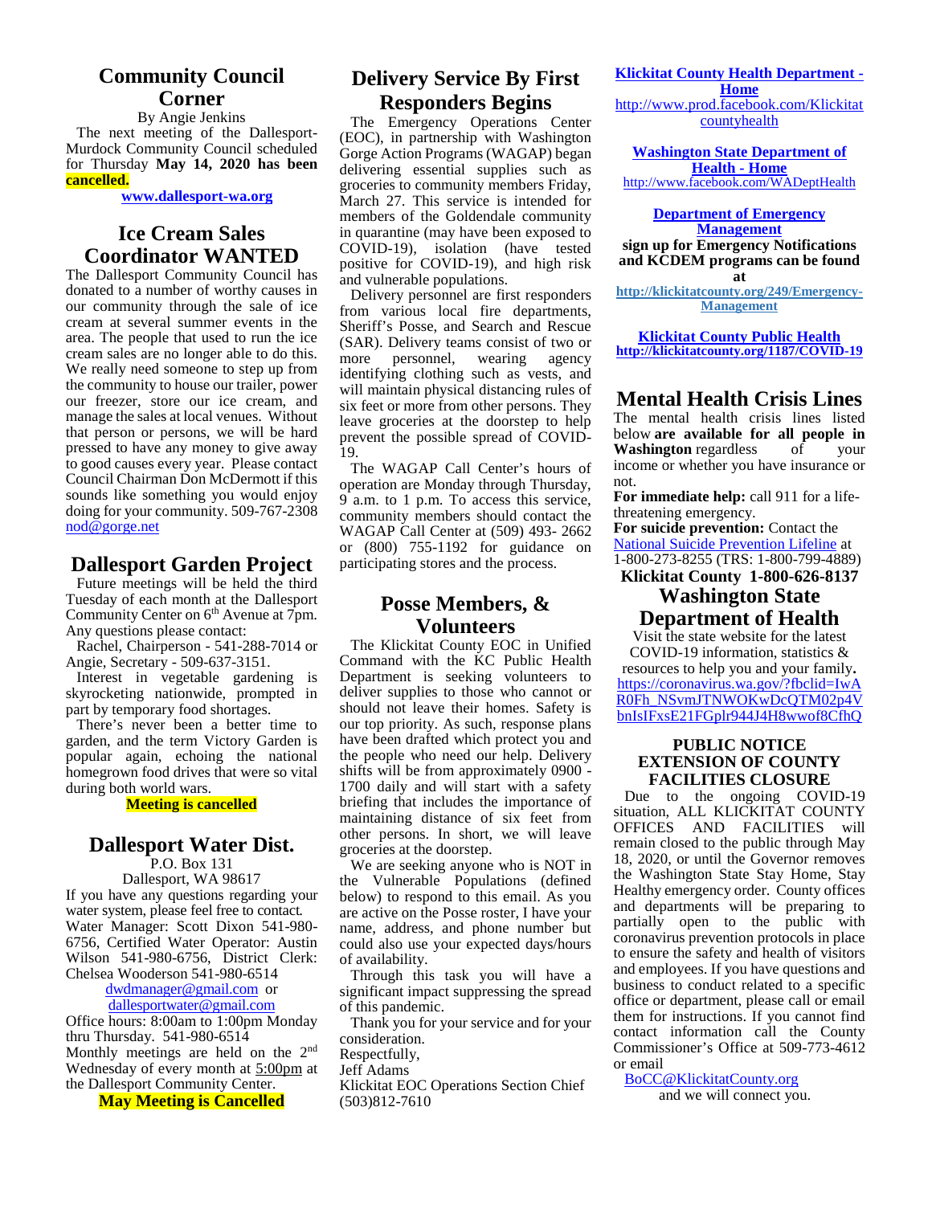## Community Council Corner

By Angie Jenkins

The next meeting of the Dallesport-Murdock Community Council scheduled for Thursday **May 14, 2020 has been cancelled.**

**www.dallesport-wa.org**

## Ice Cream Sales Coordinator WANTED

The Dallesport Community Council has donated to a number of worthy causes in our community through the sale of ice cream at several summer events in the area. The people that used to run the ice cream sales are no longer able to do this. We really need someone to step up from the community to house our trailer, power our freezer, store our ice cream, and manage the sales at local venues. Without that person or persons, we will be hard pressed to have any money to give away to good causes every year. Please contact Council Chairman Don McDermott if this sounds like something you would enjoy doing for your community. 509-767-2308 nod@gorge.net

## Dallesport Garden Project

Future meetings will be held the third Tuesday of each month at the Dallesport Community Center on 6th Avenue at 7pm. Any questions please contact:

Rachel, Chairperson - 541-288-7014 or Angie, Secretary - 509-637-3151.

Interest in vegetable gardening is skyrocketing nationwide, prompted in part by temporary food shortages.

There's never been a better time to garden, and the term Victory Garden is popular again, echoing the national homegrown food drives that were so vital during both world wars.

**Meeting is cancelled**

## Dallesport Water Dist.

P.O. Box 131
Dallesport, WA 98617

If you have any questions regarding your water system, please feel free to contact. Water Manager: Scott Dixon 541-980-6756, Certified Water Operator: Austin Wilson 541-980-6756, District Clerk: Chelsea Wooderson 541-980-6514

dwdmanager@gmail.com or dallesportwater@gmail.com

Office hours: 8:00am to 1:00pm Monday thru Thursday. 541-980-6514

Monthly meetings are held on the 2nd Wednesday of every month at 5:00pm at the Dallesport Community Center.

**May Meeting is Cancelled**

## Delivery Service By First Responders Begins

The Emergency Operations Center (EOC), in partnership with Washington Gorge Action Programs (WAGAP) began delivering essential supplies such as groceries to community members Friday, March 27. This service is intended for members of the Goldendale community in quarantine (may have been exposed to COVID-19), isolation (have tested positive for COVID-19), and high risk and vulnerable populations.

Delivery personnel are first responders from various local fire departments, Sheriff's Posse, and Search and Rescue (SAR). Delivery teams consist of two or more personnel, wearing agency identifying clothing such as vests, and will maintain physical distancing rules of six feet or more from other persons. They leave groceries at the doorstep to help prevent the possible spread of COVID-19.

The WAGAP Call Center's hours of operation are Monday through Thursday, 9 a.m. to 1 p.m. To access this service, community members should contact the WAGAP Call Center at (509) 493- 2662 or (800) 755-1192 for guidance on participating stores and the process.

## Posse Members, & Volunteers

The Klickitat County EOC in Unified Command with the KC Public Health Department is seeking volunteers to deliver supplies to those who cannot or should not leave their homes. Safety is our top priority. As such, response plans have been drafted which protect you and the people who need our help. Delivery shifts will be from approximately 0900 - 1700 daily and will start with a safety briefing that includes the importance of maintaining distance of six feet from other persons. In short, we will leave groceries at the doorstep.

We are seeking anyone who is NOT in the Vulnerable Populations (defined below) to respond to this email. As you are active on the Posse roster, I have your name, address, and phone number but could also use your expected days/hours of availability.

Through this task you will have a significant impact suppressing the spread of this pandemic.

Thank you for your service and for your consideration.

Respectfully,
Jeff Adams
Klickitat EOC Operations Section Chief
(503)812-7610

**Klickitat County Health Department - Home**
http://www.prod.facebook.com/Klickitatcountyhealth

**Washington State Department of Health - Home**
http://www.facebook.com/WADeptHealth

**Department of Emergency Management**
**sign up for Emergency Notifications and KCDEM programs can be found at**
**http://klickitatcounty.org/249/Emergency-Management**

**Klickitat County Public Health**
**http://klickitatcounty.org/1187/COVID-19**

## Mental Health Crisis Lines

The mental health crisis lines listed below **are available for all people in Washington** regardless of your income or whether you have insurance or not.

**For immediate help:** call 911 for a life-threatening emergency.

**For suicide prevention:** Contact the National Suicide Prevention Lifeline at 1-800-273-8255 (TRS: 1-800-799-4889)

**Klickitat County 1-800-626-8137**

## Washington State Department of Health

Visit the state website for the latest COVID-19 information, statistics & resources to help you and your family**.**
https://coronavirus.wa.gov/?fbclid=IwAR0Fh_NSvmJTNWOKwDcQTM02p4VbnIsIFxsE21FGplr944J4H8wwof8CfhQ

### PUBLIC NOTICE EXTENSION OF COUNTY FACILITIES CLOSURE

Due to the ongoing COVID-19 situation, ALL KLICKITAT COUNTY OFFICES AND FACILITIES will remain closed to the public through May 18, 2020, or until the Governor removes the Washington State Stay Home, Stay Healthy emergency order. County offices and departments will be preparing to partially open to the public with coronavirus prevention protocols in place to ensure the safety and health of visitors and employees. If you have questions and business to conduct related to a specific office or department, please call or email them for instructions. If you cannot find contact information call the County Commissioner's Office at 509-773-4612 or email

BoCC@KlickitatCounty.org and we will connect you.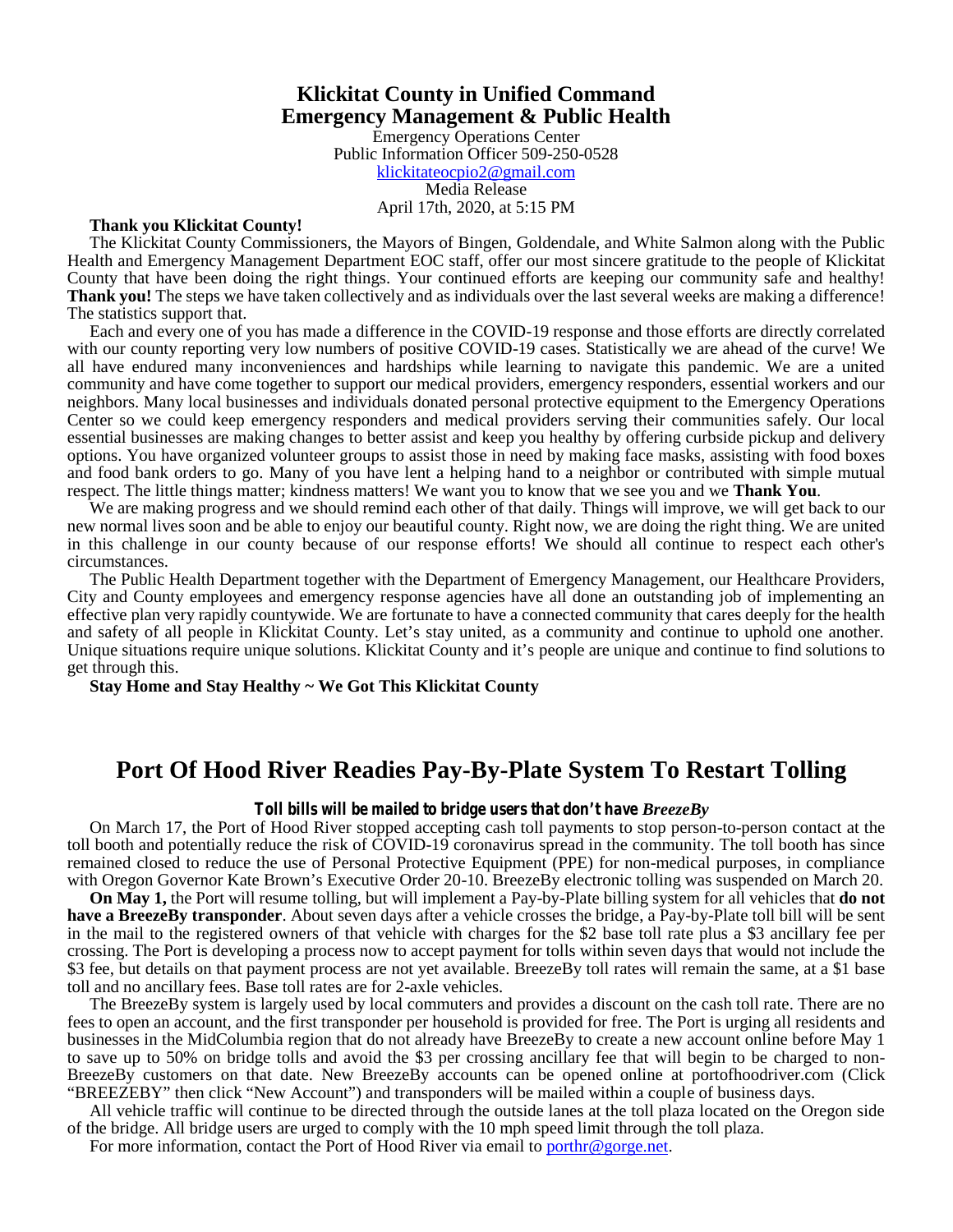# Klickitat County in Unified Command
# Emergency Management & Public Health

Emergency Operations Center
Public Information Officer 509-250-0528
klickitateocpio2@gmail.com
Media Release
April 17th, 2020, at 5:15 PM

**Thank you Klickitat County!**

The Klickitat County Commissioners, the Mayors of Bingen, Goldendale, and White Salmon along with the Public Health and Emergency Management Department EOC staff, offer our most sincere gratitude to the people of Klickitat County that have been doing the right things. Your continued efforts are keeping our community safe and healthy! **Thank you!** The steps we have taken collectively and as individuals over the last several weeks are making a difference! The statistics support that.

Each and every one of you has made a difference in the COVID-19 response and those efforts are directly correlated with our county reporting very low numbers of positive COVID-19 cases. Statistically we are ahead of the curve! We all have endured many inconveniences and hardships while learning to navigate this pandemic. We are a united community and have come together to support our medical providers, emergency responders, essential workers and our neighbors. Many local businesses and individuals donated personal protective equipment to the Emergency Operations Center so we could keep emergency responders and medical providers serving their communities safely. Our local essential businesses are making changes to better assist and keep you healthy by offering curbside pickup and delivery options. You have organized volunteer groups to assist those in need by making face masks, assisting with food boxes and food bank orders to go. Many of you have lent a helping hand to a neighbor or contributed with simple mutual respect. The little things matter; kindness matters! We want you to know that we see you and we **Thank You**.

We are making progress and we should remind each other of that daily. Things will improve, we will get back to our new normal lives soon and be able to enjoy our beautiful county. Right now, we are doing the right thing. We are united in this challenge in our county because of our response efforts! We should all continue to respect each other's circumstances.

The Public Health Department together with the Department of Emergency Management, our Healthcare Providers, City and County employees and emergency response agencies have all done an outstanding job of implementing an effective plan very rapidly countywide. We are fortunate to have a connected community that cares deeply for the health and safety of all people in Klickitat County. Let's stay united, as a community and continue to uphold one another. Unique situations require unique solutions. Klickitat County and it's people are unique and continue to find solutions to get through this.

**Stay Home and Stay Healthy ~ We Got This Klickitat County**

# Port Of Hood River Readies Pay-By-Plate System To Restart Tolling

**Toll bills will be mailed to bridge users that don't have *BreezeBy***

On March 17, the Port of Hood River stopped accepting cash toll payments to stop person-to-person contact at the toll booth and potentially reduce the risk of COVID-19 coronavirus spread in the community. The toll booth has since remained closed to reduce the use of Personal Protective Equipment (PPE) for non-medical purposes, in compliance with Oregon Governor Kate Brown's Executive Order 20-10. BreezeBy electronic tolling was suspended on March 20.

**On May 1,** the Port will resume tolling, but will implement a Pay-by-Plate billing system for all vehicles that **do not have a BreezeBy transponder**. About seven days after a vehicle crosses the bridge, a Pay-by-Plate toll bill will be sent in the mail to the registered owners of that vehicle with charges for the $2 base toll rate plus a $3 ancillary fee per crossing. The Port is developing a process now to accept payment for tolls within seven days that would not include the $3 fee, but details on that payment process are not yet available. BreezeBy toll rates will remain the same, at a $1 base toll and no ancillary fees. Base toll rates are for 2-axle vehicles.

The BreezeBy system is largely used by local commuters and provides a discount on the cash toll rate. There are no fees to open an account, and the first transponder per household is provided for free. The Port is urging all residents and businesses in the MidColumbia region that do not already have BreezeBy to create a new account online before May 1 to save up to 50% on bridge tolls and avoid the $3 per crossing ancillary fee that will begin to be charged to non-BreezeBy customers on that date. New BreezeBy accounts can be opened online at portofhoodriver.com (Click "BREEZEBY" then click "New Account") and transponders will be mailed within a couple of business days.

All vehicle traffic will continue to be directed through the outside lanes at the toll plaza located on the Oregon side of the bridge. All bridge users are urged to comply with the 10 mph speed limit through the toll plaza.

For more information, contact the Port of Hood River via email to porthr@gorge.net.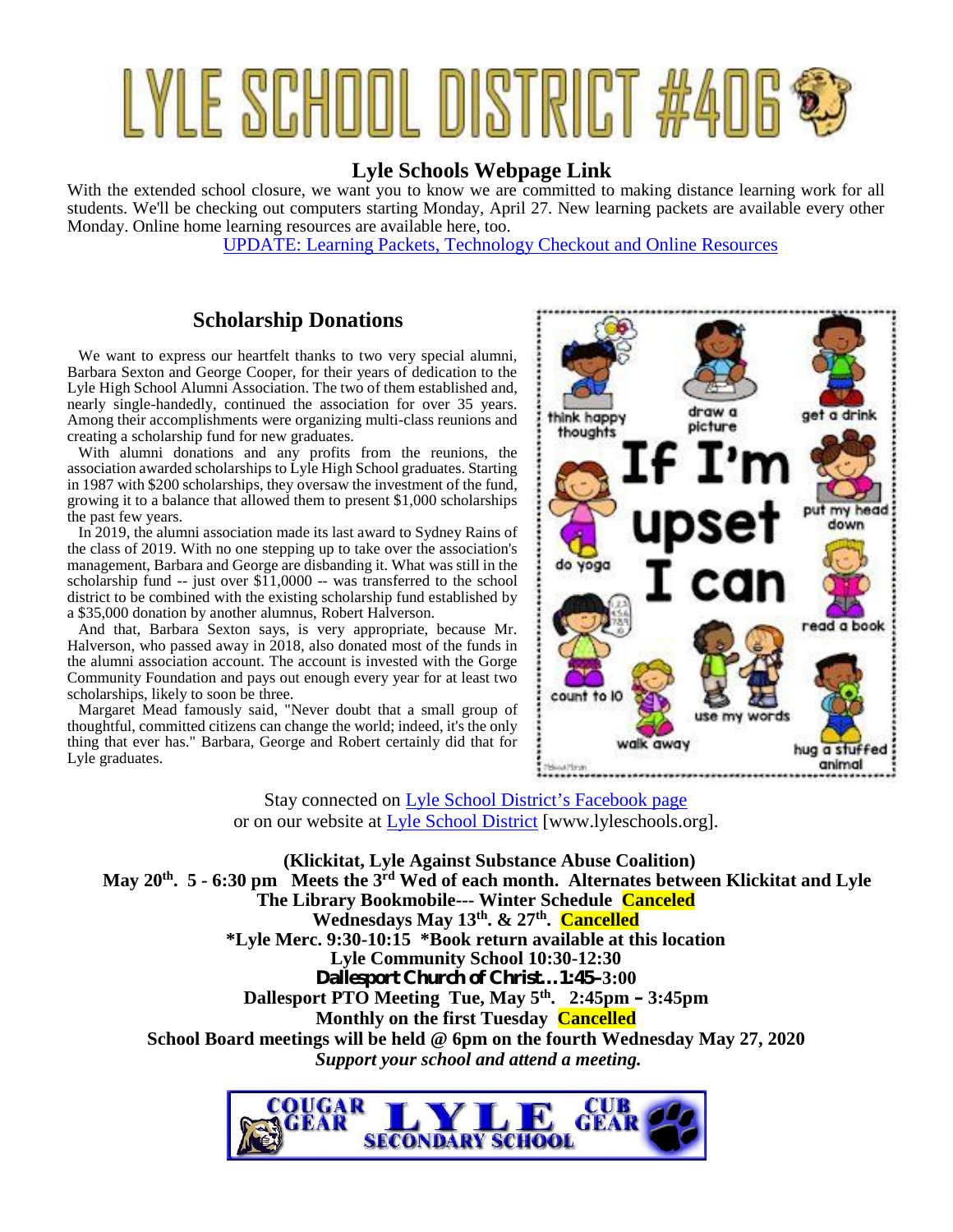# LYLE SCHOOL DISTRICT #406

## Lyle Schools Webpage Link

With the extended school closure, we want you to know we are committed to making distance learning work for all students. We'll be checking out computers starting Monday, April 27. New learning packets are available every other Monday. Online home learning resources are available here, too.

UPDATE: Learning Packets, Technology Checkout and Online Resources

## Scholarship Donations

We want to express our heartfelt thanks to two very special alumni, Barbara Sexton and George Cooper, for their years of dedication to the Lyle High School Alumni Association. The two of them established and, nearly single-handedly, continued the association for over 35 years. Among their accomplishments were organizing multi-class reunions and creating a scholarship fund for new graduates.

With alumni donations and any profits from the reunions, the association awarded scholarships to Lyle High School graduates. Starting in 1987 with $200 scholarships, they oversaw the investment of the fund, growing it to a balance that allowed them to present $1,000 scholarships the past few years.

In 2019, the alumni association made its last award to Sydney Rains of the class of 2019. With no one stepping up to take over the association's management, Barbara and George are disbanding it. What was still in the scholarship fund -- just over $11,0000 -- was transferred to the school district to be combined with the existing scholarship fund established by a $35,000 donation by another alumnus, Robert Halverson.

And that, Barbara Sexton says, is very appropriate, because Mr. Halverson, who passed away in 2018, also donated most of the funds in the alumni association account. The account is invested with the Gorge Community Foundation and pays out enough every year for at least two scholarships, likely to soon be three.

Margaret Mead famously said, "Never doubt that a small group of thoughtful, committed citizens can change the world; indeed, it's the only thing that ever has." Barbara, George and Robert certainly did that for Lyle graduates.

Stay connected on Lyle School District's Facebook page
or on our website at Lyle School District [www.lyleschools.org].

**(Klickitat, Lyle Against Substance Abuse Coalition)**
**May 20th. 5 - 6:30 pm Meets the 3rd Wed of each month. Alternates between Klickitat and Lyle**
**The Library Bookmobile--- Winter Schedule Canceled**
**Wednesdays May 13th. & 27th. Cancelled**
**\*Lyle Merc. 9:30-10:15 \*Book return available at this location**
**Lyle Community School 10:30-12:30**
**Dallesport Church of Christ…1:45–3:00**
**Dallesport PTO Meeting Tue, May 5th. 2:45pm – 3:45pm**
**Monthly on the first Tuesday Cancelled**
**School Board meetings will be held @ 6pm on the fourth Wednesday May 27, 2020**
***Support your school and attend a meeting.***

COUGAR GEAR LYLE SECONDARY SCHOOL CUB GEAR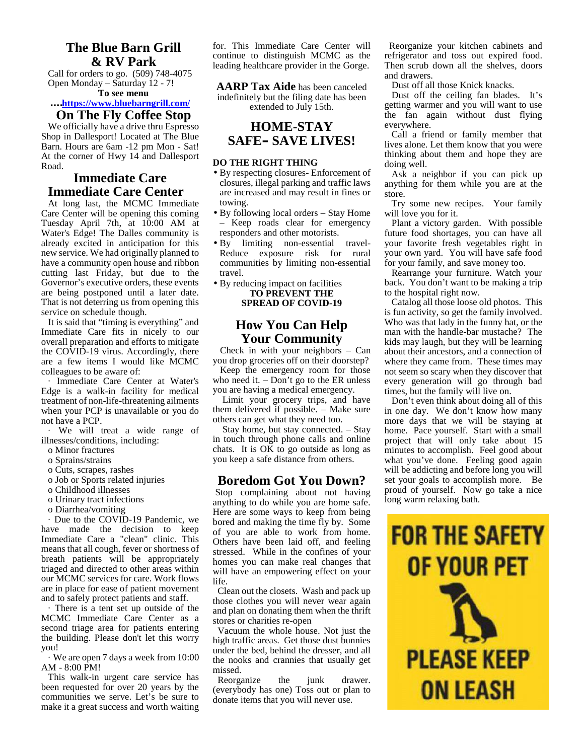## The Blue Barn Grill & RV Park

Call for orders to go. (509) 748-4075
Open Monday – Saturday 12 - 7!

**To see menu**

**….https://www.bluebarngrill.com/**

## On The Fly Coffee Stop

We officially have a drive thru Espresso Shop in Dallesport! Located at The Blue Barn. Hours are 6am -12 pm Mon - Sat! At the corner of Hwy 14 and Dallesport Road.

## Immediate Care Immediate Care Center

At long last, the MCMC Immediate Care Center will be opening this coming Tuesday April 7th, at 10:00 AM at Water's Edge! The Dalles community is already excited in anticipation for this new service. We had originally planned to have a community open house and ribbon cutting last Friday, but due to the Governor's executive orders, these events are being postponed until a later date. That is not deterring us from opening this service on schedule though.

It is said that "timing is everything" and Immediate Care fits in nicely to our overall preparation and efforts to mitigate the COVID-19 virus. Accordingly, there are a few items I would like MCMC colleagues to be aware of:

· Immediate Care Center at Water's Edge is a walk-in facility for medical treatment of non-life-threatening ailments when your PCP is unavailable or you do not have a PCP.

· We will treat a wide range of illnesses/conditions, including:

- o Minor fractures
- o Sprains/strains
- o Cuts, scrapes, rashes
- o Job or Sports related injuries
- o Childhood illnesses
- o Urinary tract infections
- o Diarrhea/vomiting

· Due to the COVID-19 Pandemic, we have made the decision to keep Immediate Care a "clean" clinic. This means that all cough, fever or shortness of breath patients will be appropriately triaged and directed to other areas within our MCMC services for care. Work flows are in place for ease of patient movement and to safely protect patients and staff.

· There is a tent set up outside of the MCMC Immediate Care Center as a second triage area for patients entering the building. Please don't let this worry you!

· We are open 7 days a week from 10:00 AM - 8:00 PM!

This walk-in urgent care service has been requested for over 20 years by the communities we serve. Let's be sure to make it a great success and worth waiting for. This Immediate Care Center will continue to distinguish MCMC as the leading healthcare provider in the Gorge.

**AARP Tax Aide** has been canceled indefinitely but the filing date has been extended to July 15th.

## HOME-STAY SAFE- SAVE LIVES!

**DO THE RIGHT THING**

- By respecting closures- Enforcement of closures, illegal parking and traffic laws are increased and may result in fines or towing.
- By following local orders – Stay Home – Keep roads clear for emergency responders and other motorists.
- By limiting non-essential travel- Reduce exposure risk for rural communities by limiting non-essential travel.
- By reducing impact on facilities

**TO PREVENT THE SPREAD OF COVID-19**

## How You Can Help Your Community

Check in with your neighbors – Can you drop groceries off on their doorstep?

Keep the emergency room for those who need it. – Don't go to the ER unless you are having a medical emergency.

Limit your grocery trips, and have them delivered if possible. – Make sure others can get what they need too.

Stay home, but stay connected. – Stay in touch through phone calls and online chats. It is OK to go outside as long as you keep a safe distance from others.

## Boredom Got You Down?

Stop complaining about not having anything to do while you are home safe. Here are some ways to keep from being bored and making the time fly by. Some of you are able to work from home. Others have been laid off, and feeling stressed. While in the confines of your homes you can make real changes that will have an empowering effect on your life.

Clean out the closets. Wash and pack up those clothes you will never wear again and plan on donating them when the thrift stores or charities re-open

Vacuum the whole house. Not just the high traffic areas. Get those dust bunnies under the bed, behind the dresser, and all the nooks and crannies that usually get missed.

Reorganize the junk drawer. (everybody has one) Toss out or plan to donate items that you will never use.

Reorganize your kitchen cabinets and refrigerator and toss out expired food. Then scrub down all the shelves, doors and drawers.

Dust off all those Knick knacks.

Dust off the ceiling fan blades. It's getting warmer and you will want to use the fan again without dust flying everywhere.

Call a friend or family member that lives alone. Let them know that you were thinking about them and hope they are doing well.

Ask a neighbor if you can pick up anything for them while you are at the store.

Try some new recipes. Your family will love you for it.

Plant a victory garden. With possible future food shortages, you can have all your favorite fresh vegetables right in your own yard. You will have safe food for your family, and save money too.

Rearrange your furniture. Watch your back. You don't want to be making a trip to the hospital right now.

Catalog all those loose old photos. This is fun activity, so get the family involved. Who was that lady in the funny hat, or the man with the handle-bar mustache? The kids may laugh, but they will be learning about their ancestors, and a connection of where they came from. These times may not seem so scary when they discover that every generation will go through bad times, but the family will live on.

Don't even think about doing all of this in one day. We don't know how many more days that we will be staying at home. Pace yourself. Start with a small project that will only take about 15 minutes to accomplish. Feel good about what you've done. Feeling good again will be addicting and before long you will set your goals to accomplish more. Be proud of yourself. Now go take a nice long warm relaxing bath.

**FOR THE SAFETY OF YOUR PET**

**PLEASE KEEP ON LEASH**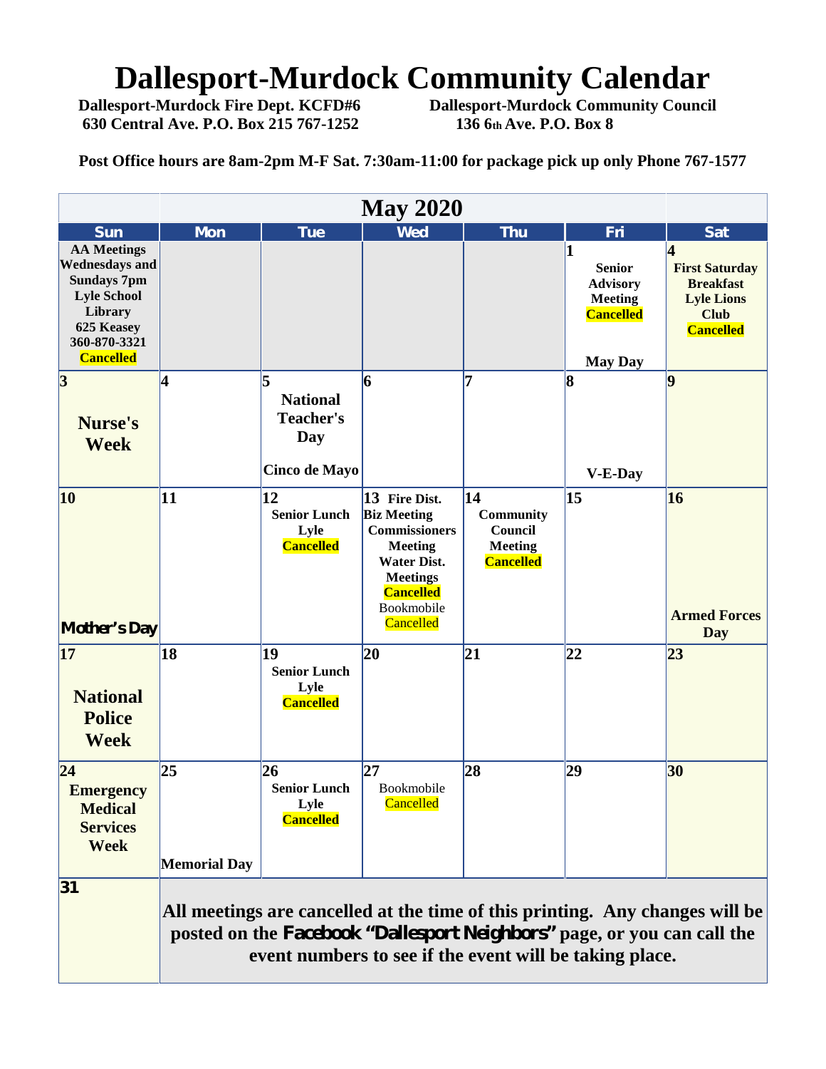# Dallesport-Murdock Community Calendar

**Dallesport-Murdock Fire Dept. KCFD#6**
**630 Central Ave. P.O. Box 215 767-1252**

**Dallesport-Murdock Community Council**
**136 6th Ave. P.O. Box 8**

**Post Office hours are 8am-2pm M-F Sat. 7:30am-11:00 for package pick up only Phone 767-1577**

## May 2020

| Sun | Mon | Tue | Wed | Thu | Fri | Sat |
|---|---|---|---|---|---|---|
| **AA Meetings Wednesdays and Sundays 7pm Lyle School Library 625 Keasey 360-870-3321 Cancelled** | | | | | **1** **Senior Advisory Meeting Cancelled** **May Day** | **4** **First Saturday Breakfast Lyle Lions Club Cancelled** |
| **3** **Nurse's Week** | **4** | **5** **National Teacher's Day** **Cinco de Mayo** | **6** | **7** | **8** **V-E-Day** | **9** |
| **10** **Mother's Day** | **11** | **12** **Senior Lunch Lyle Cancelled** | **13** **Fire Dist. Biz Meeting Commissioners Meeting Water Dist. Meetings Cancelled** Bookmobile Cancelled | **14** **Community Council Meeting Cancelled** | **15** | **16** **Armed Forces Day** |
| **17** **National Police Week** | **18** | **19** **Senior Lunch Lyle Cancelled** | **20** | **21** | **22** | **23** |
| **24** **Emergency Medical Services Week** | **25** **Memorial Day** | **26** **Senior Lunch Lyle Cancelled** | **27** Bookmobile Cancelled | **28** | **29** | **30** |
| **31** | **All meetings are cancelled at the time of this printing. Any changes will be posted on the Facebook "Dallesport Neighbors" page, or you can call the event numbers to see if the event will be taking place.** | | | | | |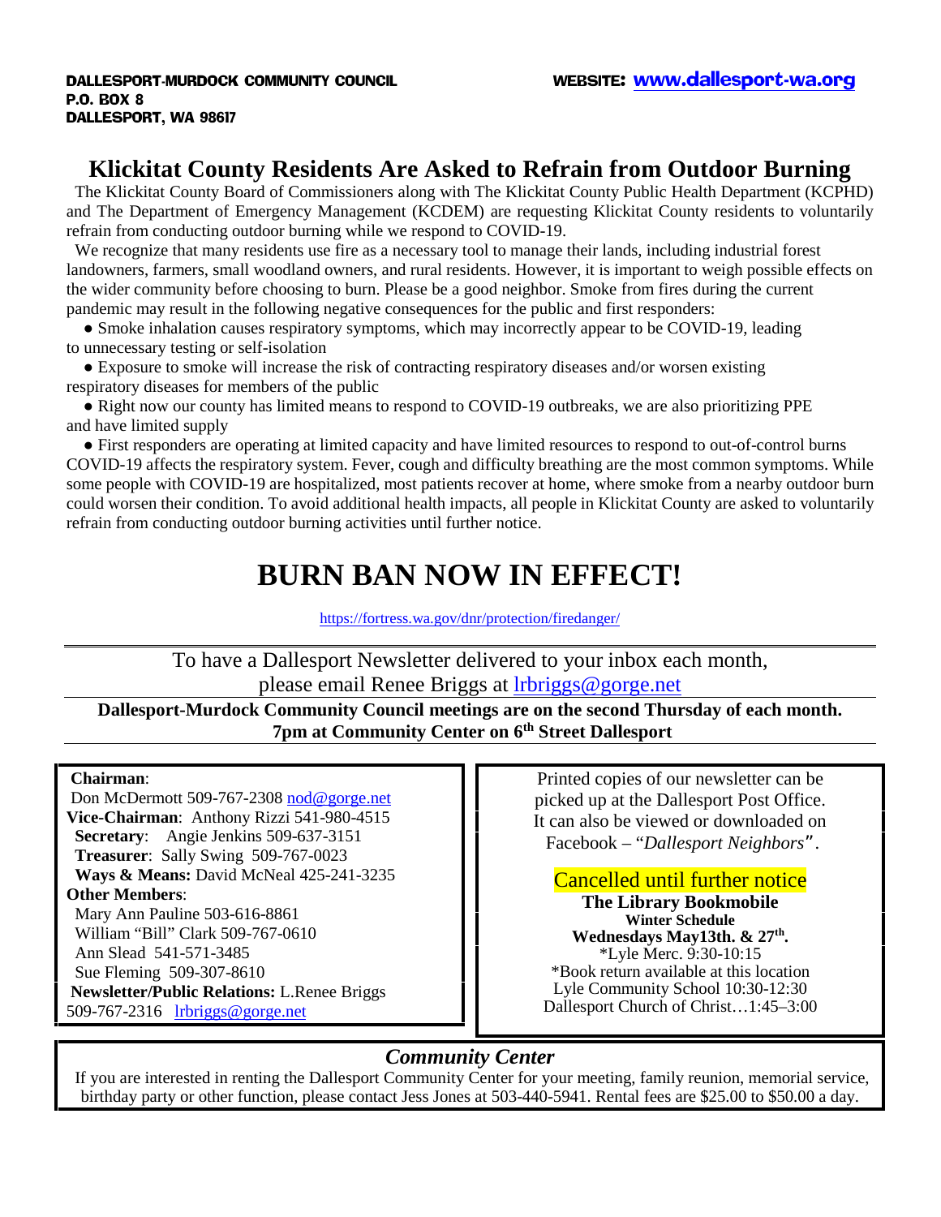**DALLESPORT-MURDOCK COMMUNITY COUNCIL**
**P.O. BOX 8**
**DALLESPORT, WA 98617**

**WEBSITE: www.dallesport-wa.org**

# Klickitat County Residents Are Asked to Refrain from Outdoor Burning

The Klickitat County Board of Commissioners along with The Klickitat County Public Health Department (KCPHD) and The Department of Emergency Management (KCDEM) are requesting Klickitat County residents to voluntarily refrain from conducting outdoor burning while we respond to COVID-19.

We recognize that many residents use fire as a necessary tool to manage their lands, including industrial forest landowners, farmers, small woodland owners, and rural residents. However, it is important to weigh possible effects on the wider community before choosing to burn. Please be a good neighbor. Smoke from fires during the current pandemic may result in the following negative consequences for the public and first responders:

- Smoke inhalation causes respiratory symptoms, which may incorrectly appear to be COVID-19, leading to unnecessary testing or self-isolation
- Exposure to smoke will increase the risk of contracting respiratory diseases and/or worsen existing respiratory diseases for members of the public
- Right now our county has limited means to respond to COVID-19 outbreaks, we are also prioritizing PPE and have limited supply
- First responders are operating at limited capacity and have limited resources to respond to out-of-control burns

COVID-19 affects the respiratory system. Fever, cough and difficulty breathing are the most common symptoms. While some people with COVID-19 are hospitalized, most patients recover at home, where smoke from a nearby outdoor burn could worsen their condition. To avoid additional health impacts, all people in Klickitat County are asked to voluntarily refrain from conducting outdoor burning activities until further notice.

# BURN BAN NOW IN EFFECT!

https://fortress.wa.gov/dnr/protection/firedanger/

To have a Dallesport Newsletter delivered to your inbox each month, please email Renee Briggs at lrbriggs@gorge.net

**Dallesport-Murdock Community Council meetings are on the second Thursday of each month. 7pm at Community Center on 6th Street Dallesport**

**Chairman**:
Don McDermott 509-767-2308 nod@gorge.net
**Vice-Chairman**: Anthony Rizzi 541-980-4515
**Secretary**: Angie Jenkins 509-637-3151
**Treasurer**: Sally Swing 509-767-0023
**Ways & Means:** David McNeal 425-241-3235
**Other Members**:
Mary Ann Pauline 503-616-8861
William "Bill" Clark 509-767-0610
Ann Slead 541-571-3485
Sue Fleming 509-307-8610
**Newsletter/Public Relations:** L.Renee Briggs 509-767-2316 lrbriggs@gorge.net

Printed copies of our newsletter can be picked up at the Dallesport Post Office. It can also be viewed or downloaded on Facebook – "*Dallesport Neighbors*".

Cancelled until further notice

**The Library Bookmobile**
**Winter Schedule**
**Wednesdays May13th. & 27th.**
*Lyle Merc. 9:30-10:15
*Book return available at this location
Lyle Community School 10:30-12:30
Dallesport Church of Christ…1:45–3:00

## *Community Center*

If you are interested in renting the Dallesport Community Center for your meeting, family reunion, memorial service, birthday party or other function, please contact Jess Jones at 503-440-5941. Rental fees are $25.00 to $50.00 a day.